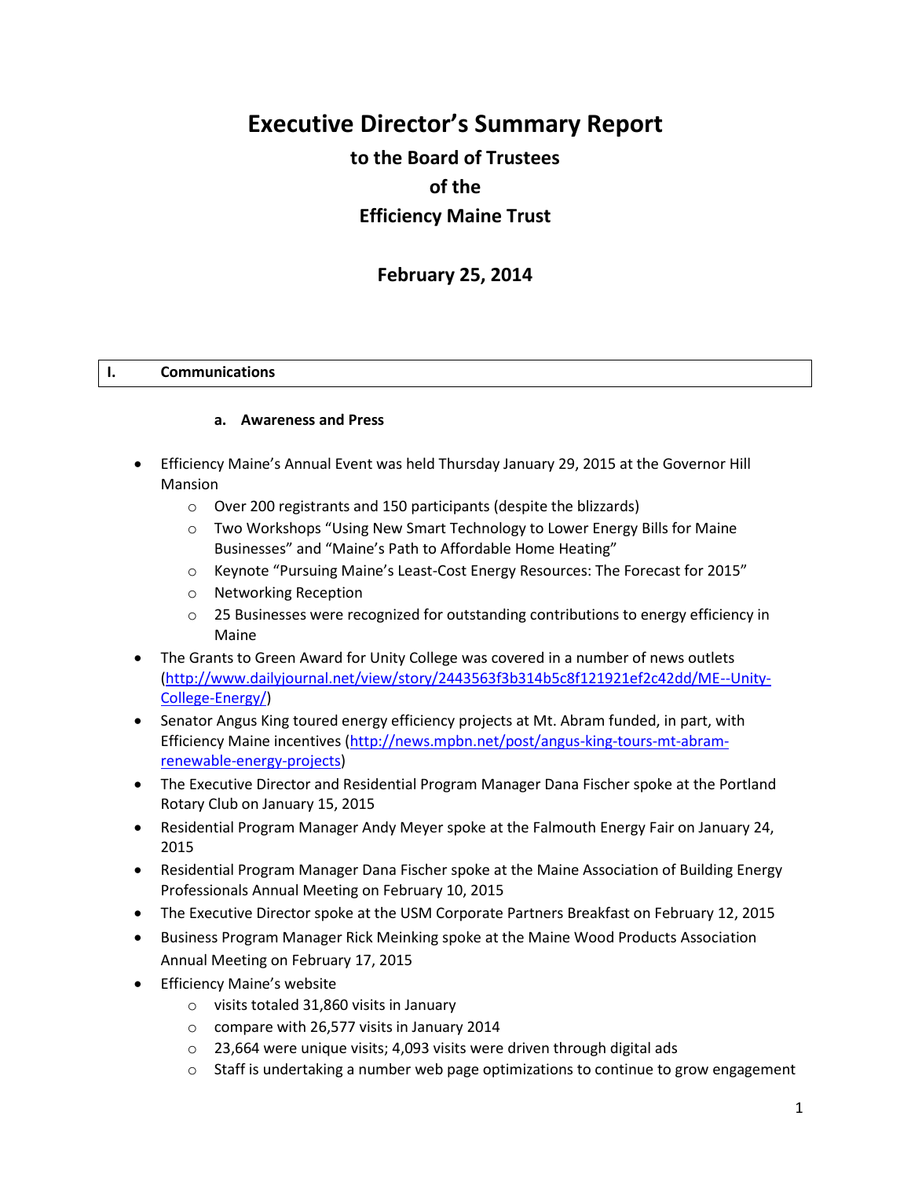# Executive Director's Summary Report

## to the Board of Trustees

## of the

## Efficiency Maine Trust

## February 25, 2014

## I. Communications

### a. Awareness and Press

- Efficiency Maine's Annual Event was held Thursday January 29, 2015 at the Governor Hill Mansion
  - Over 200 registrants and 150 participants (despite the blizzards)
  - Two Workshops "Using New Smart Technology to Lower Energy Bills for Maine Businesses" and "Maine's Path to Affordable Home Heating"
  - Keynote "Pursuing Maine's Least-Cost Energy Resources: The Forecast for 2015"
  - Networking Reception
  - 25 Businesses were recognized for outstanding contributions to energy efficiency in Maine
- The Grants to Green Award for Unity College was covered in a number of news outlets (http://www.dailyjournal.net/view/story/2443563f3b314b5c8f121921ef2c42dd/ME--Unity-College-Energy/)
- Senator Angus King toured energy efficiency projects at Mt. Abram funded, in part, with Efficiency Maine incentives (http://news.mpbn.net/post/angus-king-tours-mt-abram-renewable-energy-projects)
- The Executive Director and Residential Program Manager Dana Fischer spoke at the Portland Rotary Club on January 15, 2015
- Residential Program Manager Andy Meyer spoke at the Falmouth Energy Fair on January 24, 2015
- Residential Program Manager Dana Fischer spoke at the Maine Association of Building Energy Professionals Annual Meeting on February 10, 2015
- The Executive Director spoke at the USM Corporate Partners Breakfast on February 12, 2015
- Business Program Manager Rick Meinking spoke at the Maine Wood Products Association Annual Meeting on February 17, 2015
- Efficiency Maine's website
  - visits totaled 31,860 visits in January
  - compare with 26,577 visits in January 2014
  - 23,664 were unique visits; 4,093 visits were driven through digital ads
  - Staff is undertaking a number web page optimizations to continue to grow engagement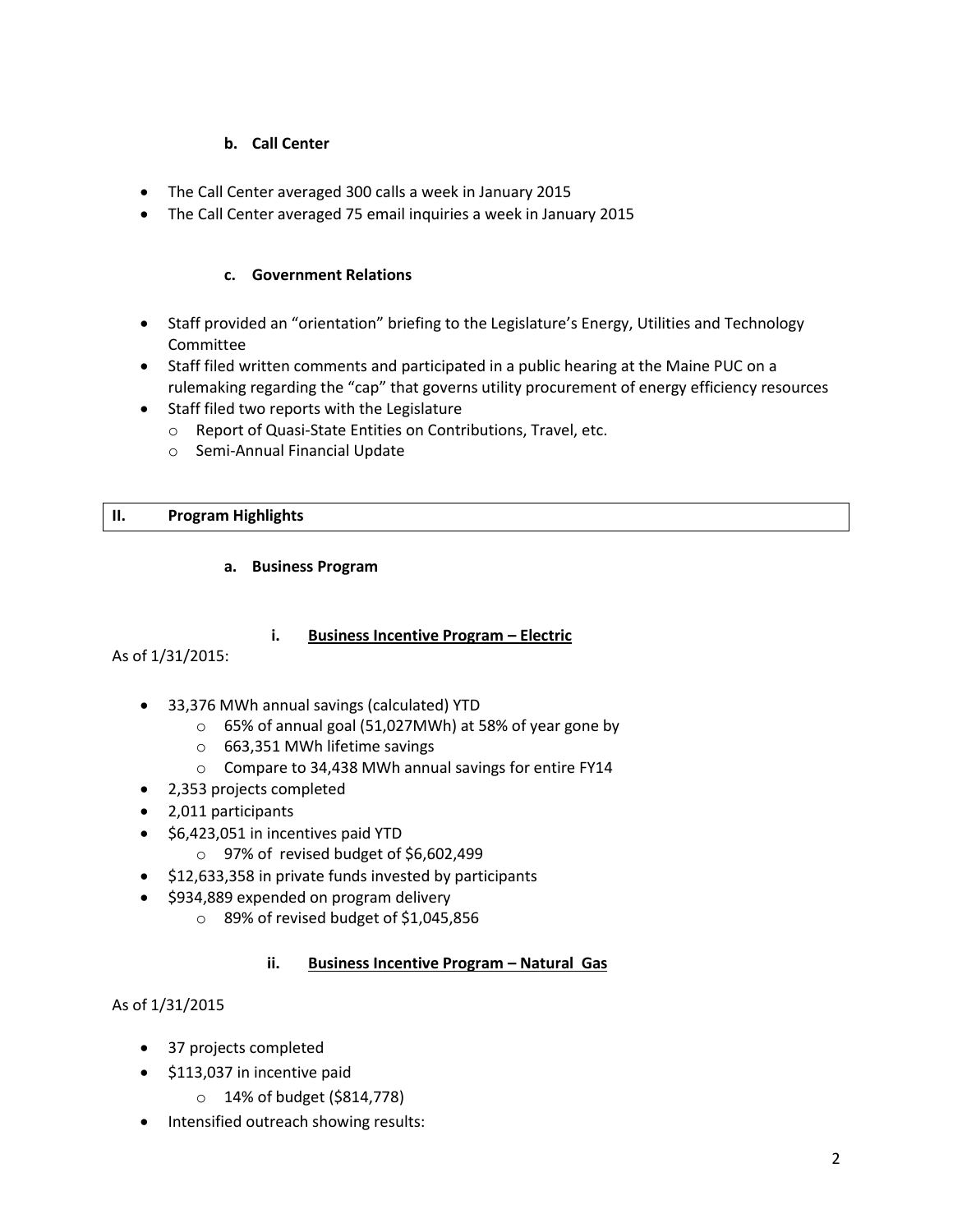### b. Call Center

- The Call Center averaged 300 calls a week in January 2015
- The Call Center averaged 75 email inquiries a week in January 2015

### c. Government Relations

- Staff provided an “orientation” briefing to the Legislature’s Energy, Utilities and Technology Committee
- Staff filed written comments and participated in a public hearing at the Maine PUC on a rulemaking regarding the “cap” that governs utility procurement of energy efficiency resources
- Staff filed two reports with the Legislature
  - Report of Quasi-State Entities on Contributions, Travel, etc.
  - Semi-Annual Financial Update

## II. Program Highlights

### a. Business Program

#### i. Business Incentive Program – Electric

As of 1/31/2015:

- 33,376 MWh annual savings (calculated) YTD
  - 65% of annual goal (51,027MWh) at 58% of year gone by
  - 663,351 MWh lifetime savings
  - Compare to 34,438 MWh annual savings for entire FY14
- 2,353 projects completed
- 2,011 participants
- $6,423,051 in incentives paid YTD
  - 97% of revised budget of $6,602,499
- $12,633,358 in private funds invested by participants
- $934,889 expended on program delivery
  - 89% of revised budget of $1,045,856

#### ii. Business Incentive Program – Natural Gas

As of 1/31/2015

- 37 projects completed
- $113,037 in incentive paid
  - 14% of budget ($814,778)
- Intensified outreach showing results: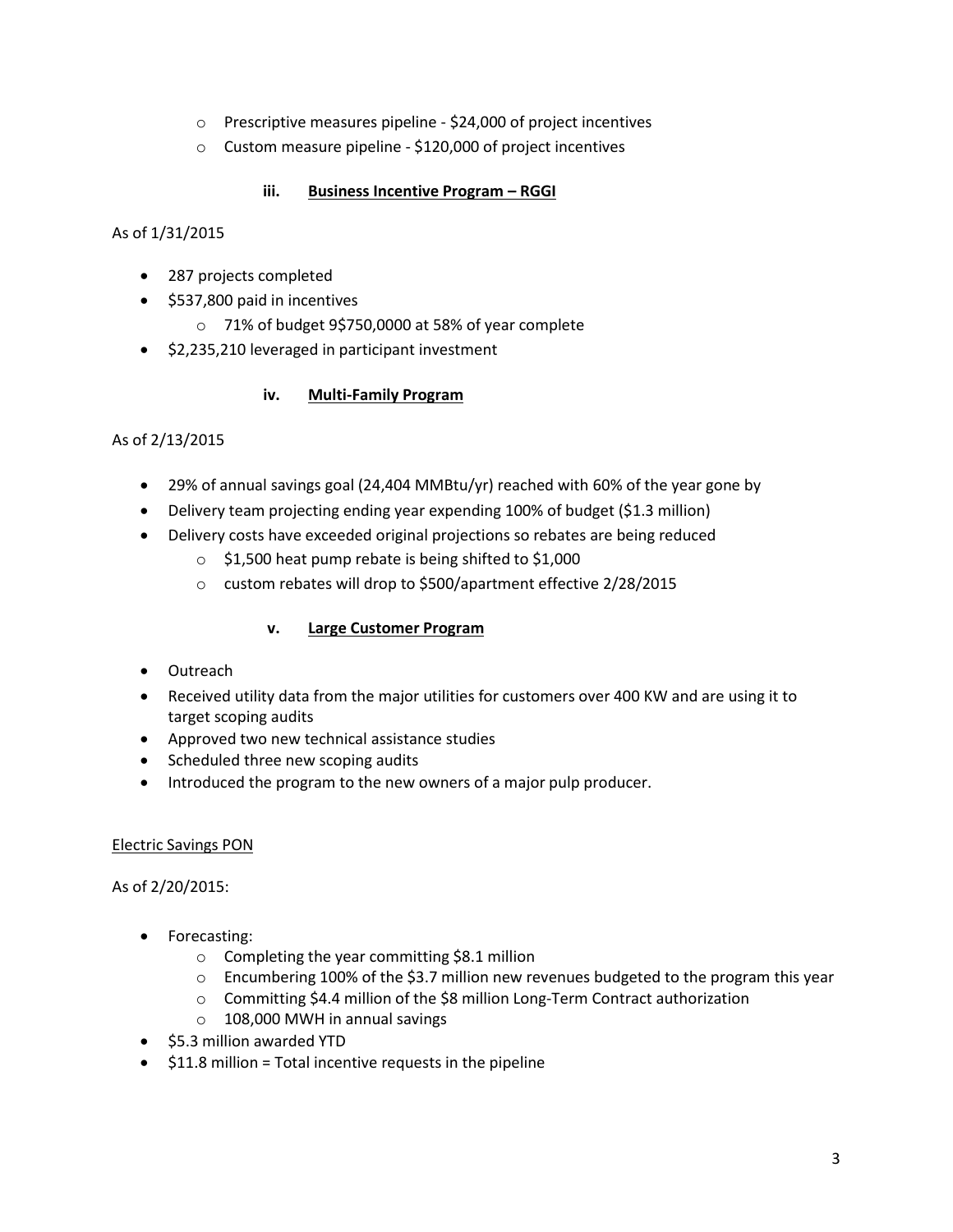- Prescriptive measures pipeline - $24,000 of project incentives
  - Custom measure pipeline - $120,000 of project incentives

### iii. Business Incentive Program – RGGI

As of 1/31/2015

- 287 projects completed
- $537,800 paid in incentives
  - 71% of budget 9$750,0000 at 58% of year complete
- $2,235,210 leveraged in participant investment

### iv. Multi-Family Program

As of 2/13/2015

- 29% of annual savings goal (24,404 MMBtu/yr) reached with 60% of the year gone by
- Delivery team projecting ending year expending 100% of budget ($1.3 million)
- Delivery costs have exceeded original projections so rebates are being reduced
  - $1,500 heat pump rebate is being shifted to $1,000
  - custom rebates will drop to $500/apartment effective 2/28/2015

### v. Large Customer Program

- Outreach
- Received utility data from the major utilities for customers over 400 KW and are using it to target scoping audits
- Approved two new technical assistance studies
- Scheduled three new scoping audits
- Introduced the program to the new owners of a major pulp producer.

Electric Savings PON

As of 2/20/2015:

- Forecasting:
  - Completing the year committing $8.1 million
  - Encumbering 100% of the $3.7 million new revenues budgeted to the program this year
  - Committing $4.4 million of the $8 million Long-Term Contract authorization
  - 108,000 MWH in annual savings
- $5.3 million awarded YTD
- $11.8 million = Total incentive requests in the pipeline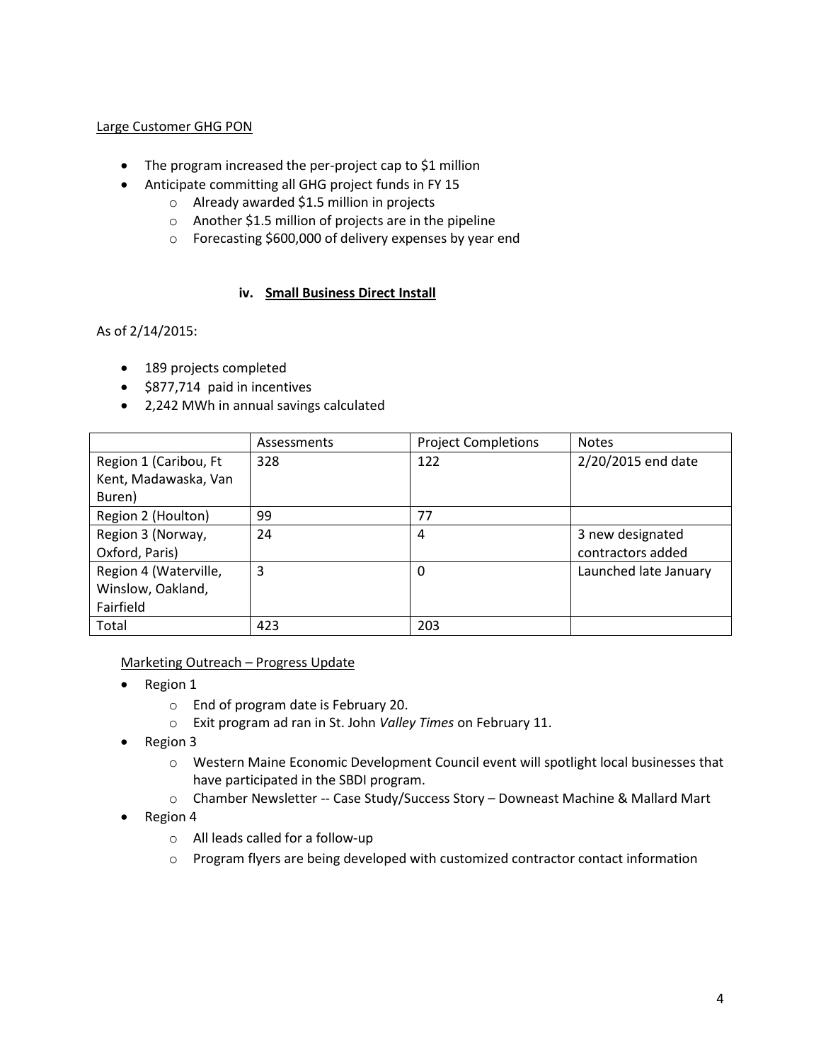Large Customer GHG PON

- The program increased the per-project cap to $1 million
- Anticipate committing all GHG project funds in FY 15
  - Already awarded $1.5 million in projects
  - Another $1.5 million of projects are in the pipeline
  - Forecasting $600,000 of delivery expenses by year end

### iv. Small Business Direct Install

As of 2/14/2015:

- 189 projects completed
- $877,714 paid in incentives
- 2,242 MWh in annual savings calculated

| | Assessments | Project Completions | Notes |
|---|---|---|---|
| Region 1 (Caribou, Ft Kent, Madawaska, Van Buren) | 328 | 122 | 2/20/2015 end date |
| Region 2 (Houlton) | 99 | 77 | |
| Region 3 (Norway, Oxford, Paris) | 24 | 4 | 3 new designated contractors added |
| Region 4 (Waterville, Winslow, Oakland, Fairfield | 3 | 0 | Launched late January |
| Total | 423 | 203 | |

Marketing Outreach – Progress Update

- Region 1
  - End of program date is February 20.
  - Exit program ad ran in St. John *Valley Times* on February 11.
- Region 3
  - Western Maine Economic Development Council event will spotlight local businesses that have participated in the SBDI program.
  - Chamber Newsletter -- Case Study/Success Story – Downeast Machine & Mallard Mart
- Region 4
  - All leads called for a follow-up
  - Program flyers are being developed with customized contractor contact information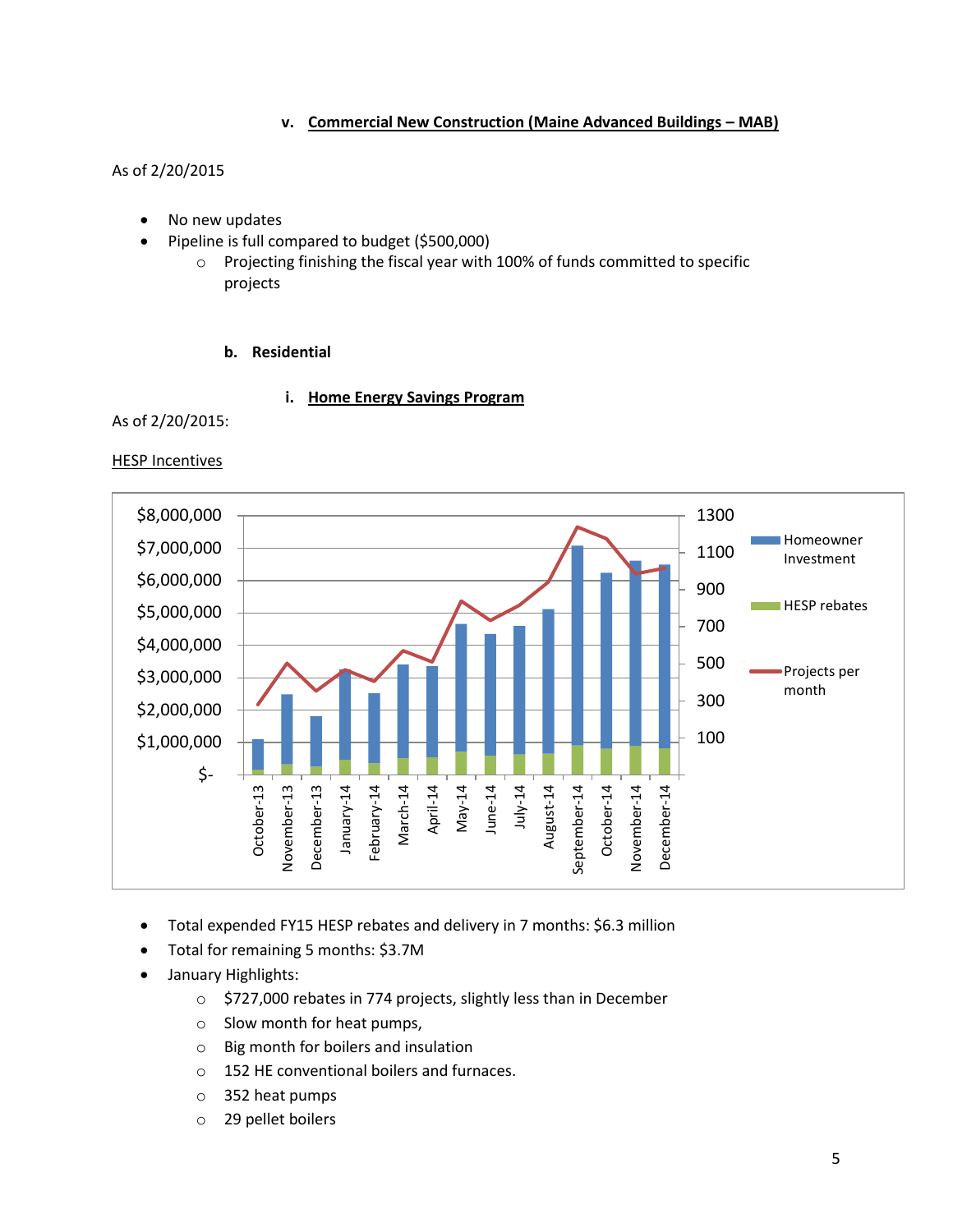### v. Commercial New Construction (Maine Advanced Buildings – MAB)

As of 2/20/2015

- No new updates
- Pipeline is full compared to budget ($500,000)
  - Projecting finishing the fiscal year with 100% of funds committed to specific projects

## b. Residential

### i. Home Energy Savings Program

As of 2/20/2015:

HESP Incentives

- Total expended FY15 HESP rebates and delivery in 7 months: $6.3 million
- Total for remaining 5 months: $3.7M
- January Highlights:
  - $727,000 rebates in 774 projects, slightly less than in December
  - Slow month for heat pumps,
  - Big month for boilers and insulation
  - 152 HE conventional boilers and furnaces.
  - 352 heat pumps
  - 29 pellet boilers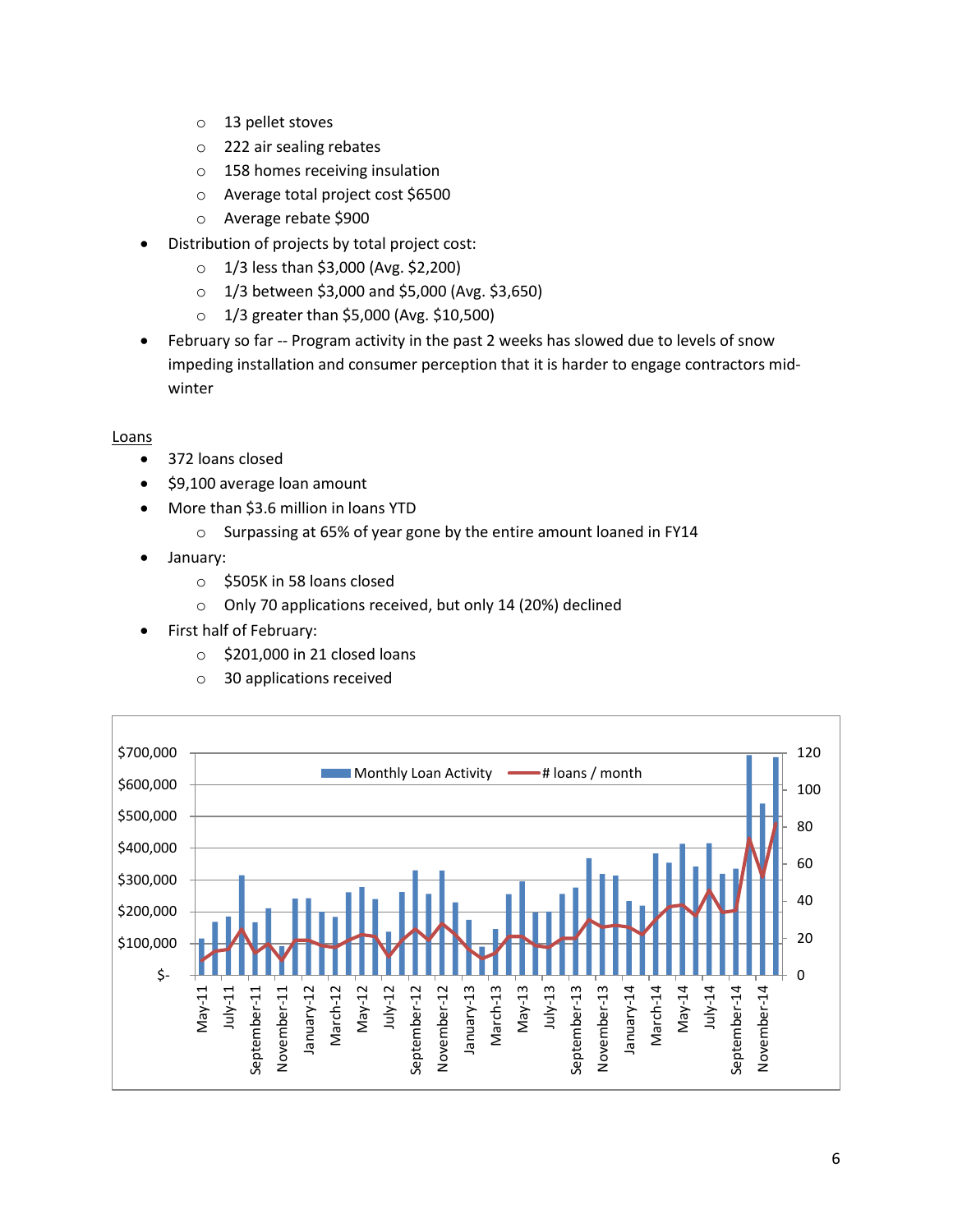- 13 pellet stoves
- 222 air sealing rebates
- 158 homes receiving insulation
- Average total project cost $6500
- Average rebate $900

- Distribution of projects by total project cost:
  - 1/3 less than $3,000 (Avg. $2,200)
  - 1/3 between $3,000 and $5,000 (Avg. $3,650)
  - 1/3 greater than $5,000 (Avg. $10,500)
- February so far -- Program activity in the past 2 weeks has slowed due to levels of snow impeding installation and consumer perception that it is harder to engage contractors mid-winter

Loans

- 372 loans closed
- $9,100 average loan amount
- More than $3.6 million in loans YTD
  - Surpassing at 65% of year gone by the entire amount loaned in FY14
- January:
  - $505K in 58 loans closed
  - Only 70 applications received, but only 14 (20%) declined
- First half of February:
  - $201,000 in 21 closed loans
  - 30 applications received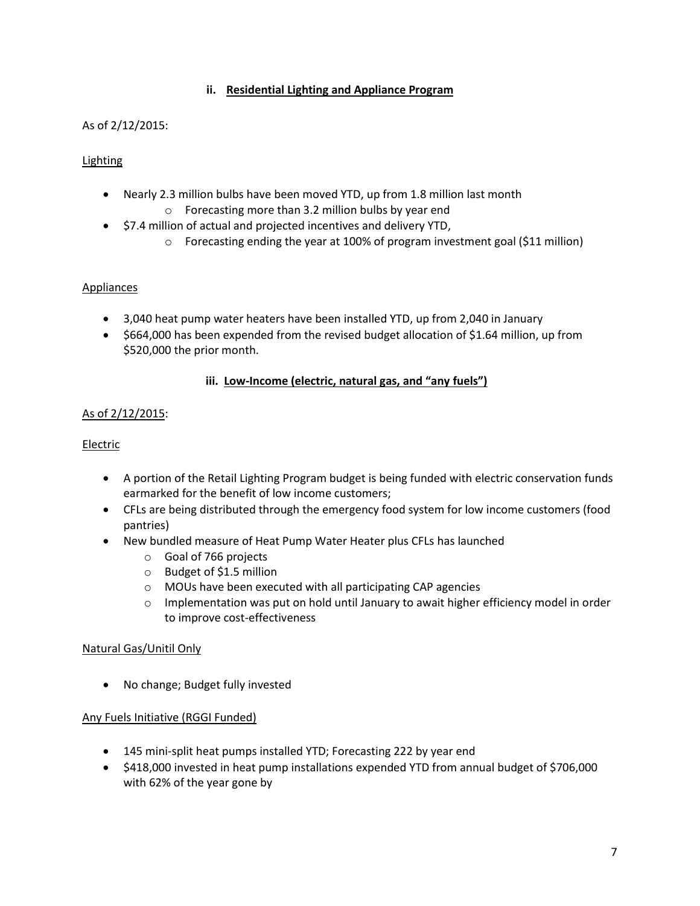### ii. Residential Lighting and Appliance Program

As of 2/12/2015:

Lighting

- Nearly 2.3 million bulbs have been moved YTD, up from 1.8 million last month
  - Forecasting more than 3.2 million bulbs by year end
- $7.4 million of actual and projected incentives and delivery YTD,
  - Forecasting ending the year at 100% of program investment goal ($11 million)

Appliances

- 3,040 heat pump water heaters have been installed YTD, up from 2,040 in January
- $664,000 has been expended from the revised budget allocation of $1.64 million, up from $520,000 the prior month.

### iii. Low-Income (electric, natural gas, and "any fuels")

As of 2/12/2015:

Electric

- A portion of the Retail Lighting Program budget is being funded with electric conservation funds earmarked for the benefit of low income customers;
- CFLs are being distributed through the emergency food system for low income customers (food pantries)
- New bundled measure of Heat Pump Water Heater plus CFLs has launched
  - Goal of 766 projects
  - Budget of $1.5 million
  - MOUs have been executed with all participating CAP agencies
  - Implementation was put on hold until January to await higher efficiency model in order to improve cost-effectiveness

Natural Gas/Unitil Only

- No change; Budget fully invested

Any Fuels Initiative (RGGI Funded)

- 145 mini-split heat pumps installed YTD; Forecasting 222 by year end
- $418,000 invested in heat pump installations expended YTD from annual budget of $706,000 with 62% of the year gone by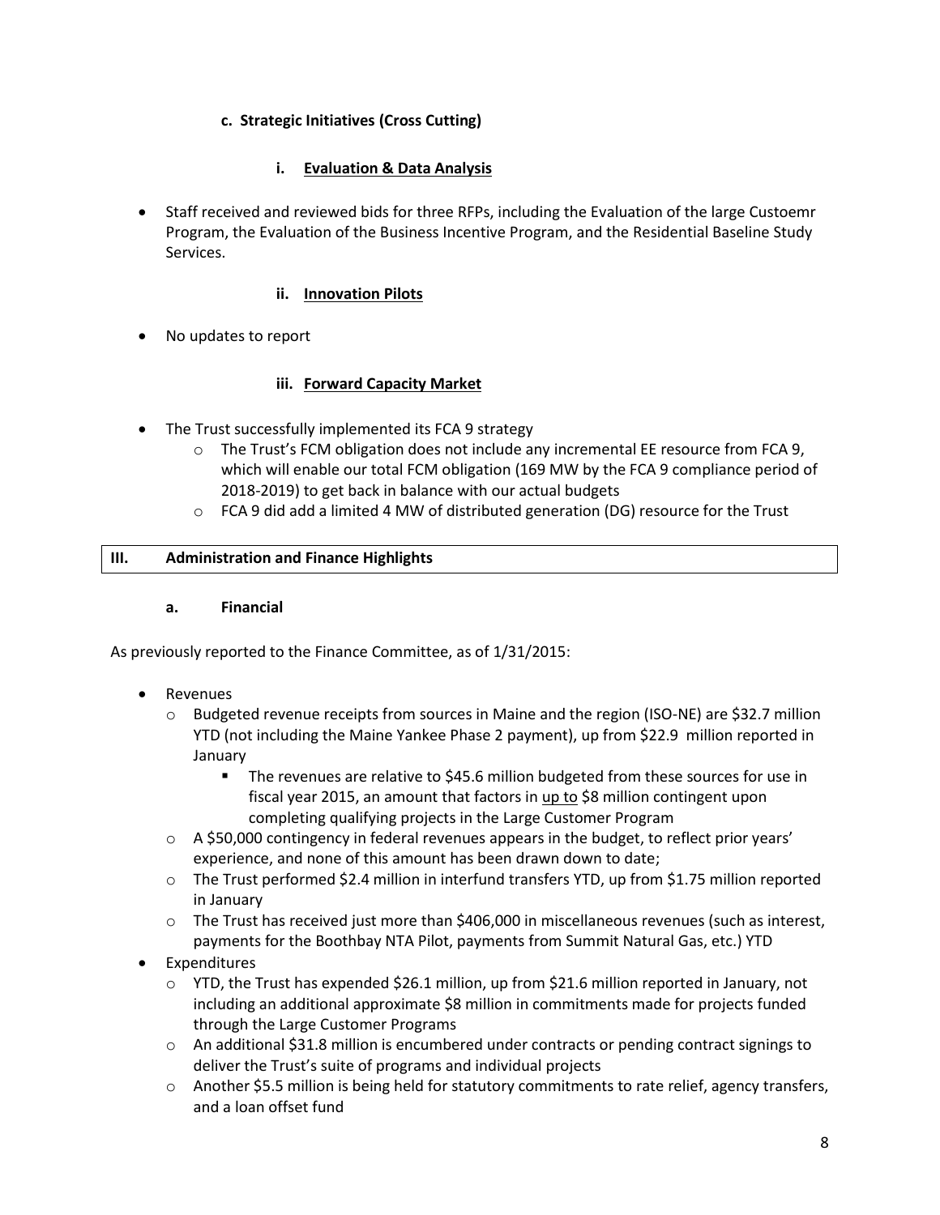#### c. Strategic Initiatives (Cross Cutting)

##### i. Evaluation & Data Analysis

- Staff received and reviewed bids for three RFPs, including the Evaluation of the large Custoemr Program, the Evaluation of the Business Incentive Program, and the Residential Baseline Study Services.

##### ii. Innovation Pilots

- No updates to report

##### iii. Forward Capacity Market

- The Trust successfully implemented its FCA 9 strategy
  - The Trust's FCM obligation does not include any incremental EE resource from FCA 9, which will enable our total FCM obligation (169 MW by the FCA 9 compliance period of 2018-2019) to get back in balance with our actual budgets
  - FCA 9 did add a limited 4 MW of distributed generation (DG) resource for the Trust

## III. Administration and Finance Highlights

#### a. Financial

As previously reported to the Finance Committee, as of 1/31/2015:

- Revenues
  - Budgeted revenue receipts from sources in Maine and the region (ISO-NE) are $32.7 million YTD (not including the Maine Yankee Phase 2 payment), up from $22.9 million reported in January
    - The revenues are relative to $45.6 million budgeted from these sources for use in fiscal year 2015, an amount that factors in <u>up to</u> $8 million contingent upon completing qualifying projects in the Large Customer Program
  - A $50,000 contingency in federal revenues appears in the budget, to reflect prior years' experience, and none of this amount has been drawn down to date;
  - The Trust performed $2.4 million in interfund transfers YTD, up from $1.75 million reported in January
  - The Trust has received just more than $406,000 in miscellaneous revenues (such as interest, payments for the Boothbay NTA Pilot, payments from Summit Natural Gas, etc.) YTD
- Expenditures
  - YTD, the Trust has expended $26.1 million, up from $21.6 million reported in January, not including an additional approximate $8 million in commitments made for projects funded through the Large Customer Programs
  - An additional $31.8 million is encumbered under contracts or pending contract signings to deliver the Trust's suite of programs and individual projects
  - Another $5.5 million is being held for statutory commitments to rate relief, agency transfers, and a loan offset fund